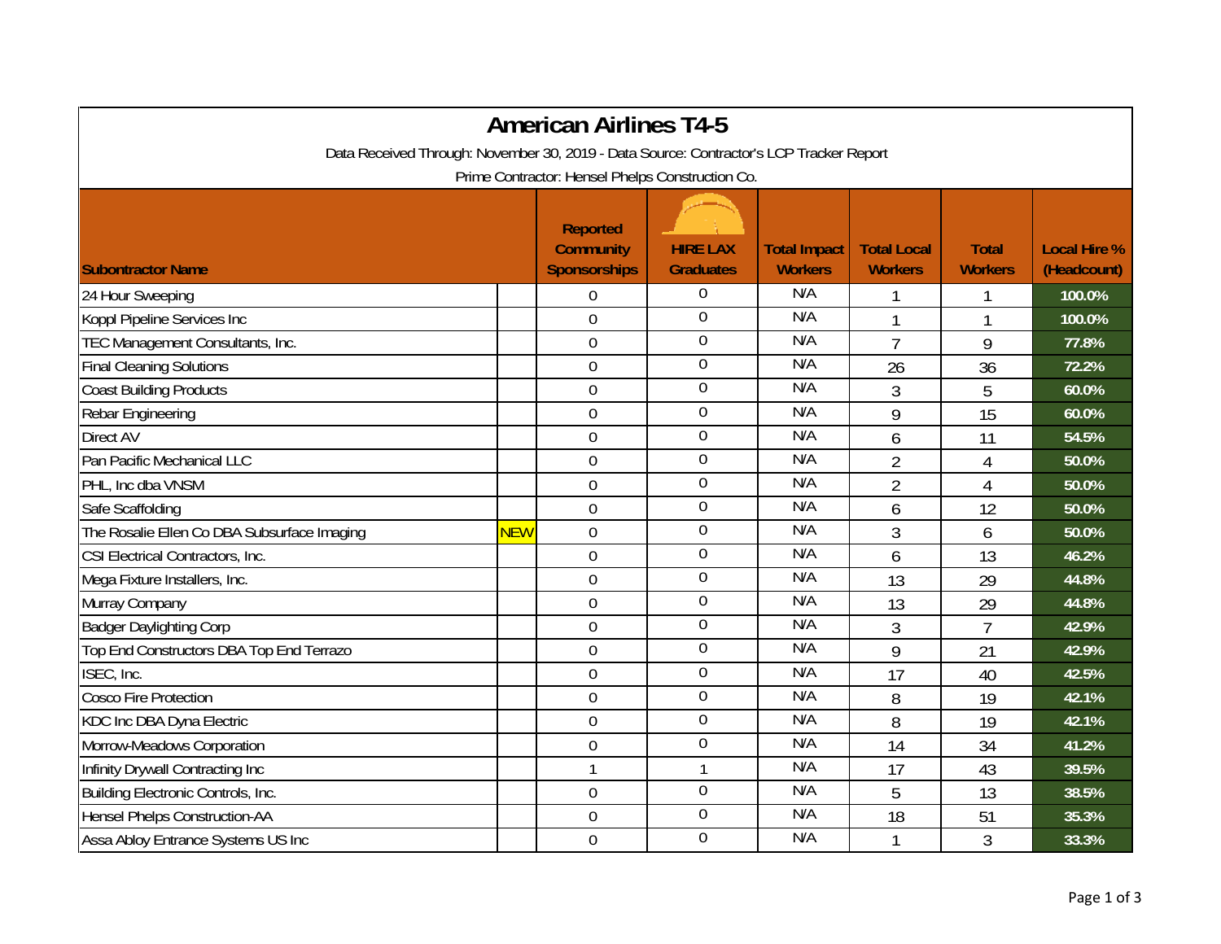# American Airlines T4-5

Data Received Through: November 30, 2019 - Data Source: Contractor's LCP Tracker Report

Prime Contractor: Hensel Phelps Construction Co.

| Subontractor Name | | Reported Community Sponsorships | HIRE LAX Graduates | Total Impact Workers | Total Local Workers | Total Workers | Local Hire % (Headcount) |
|---|---|---|---|---|---|---|---|
| 24 Hour Sweeping | | 0 | 0 | N/A | 1 | 1 | 100.0% |
| Koppl Pipeline Services Inc | | 0 | 0 | N/A | 1 | 1 | 100.0% |
| TEC Management Consultants, Inc. | | 0 | 0 | N/A | 7 | 9 | 77.8% |
| Final Cleaning Solutions | | 0 | 0 | N/A | 26 | 36 | 72.2% |
| Coast Building Products | | 0 | 0 | N/A | 3 | 5 | 60.0% |
| Rebar Engineering | | 0 | 0 | N/A | 9 | 15 | 60.0% |
| Direct AV | | 0 | 0 | N/A | 6 | 11 | 54.5% |
| Pan Pacific Mechanical LLC | | 0 | 0 | N/A | 2 | 4 | 50.0% |
| PHL, Inc dba VNSM | | 0 | 0 | N/A | 2 | 4 | 50.0% |
| Safe Scaffolding | | 0 | 0 | N/A | 6 | 12 | 50.0% |
| The Rosalie Ellen Co DBA Subsurface Imaging | NEW | 0 | 0 | N/A | 3 | 6 | 50.0% |
| CSI Electrical Contractors, Inc. | | 0 | 0 | N/A | 6 | 13 | 46.2% |
| Mega Fixture Installers, Inc. | | 0 | 0 | N/A | 13 | 29 | 44.8% |
| Murray Company | | 0 | 0 | N/A | 13 | 29 | 44.8% |
| Badger Daylighting Corp | | 0 | 0 | N/A | 3 | 7 | 42.9% |
| Top End Constructors DBA Top End Terrazo | | 0 | 0 | N/A | 9 | 21 | 42.9% |
| ISEC, Inc. | | 0 | 0 | N/A | 17 | 40 | 42.5% |
| Cosco Fire Protection | | 0 | 0 | N/A | 8 | 19 | 42.1% |
| KDC Inc DBA Dyna Electric | | 0 | 0 | N/A | 8 | 19 | 42.1% |
| Morrow-Meadows Corporation | | 0 | 0 | N/A | 14 | 34 | 41.2% |
| Infinity Drywall Contracting Inc | | 1 | 1 | N/A | 17 | 43 | 39.5% |
| Building Electronic Controls, Inc. | | 0 | 0 | N/A | 5 | 13 | 38.5% |
| Hensel Phelps Construction-AA | | 0 | 0 | N/A | 18 | 51 | 35.3% |
| Assa Abloy Entrance Systems US Inc | | 0 | 0 | N/A | 1 | 3 | 33.3% |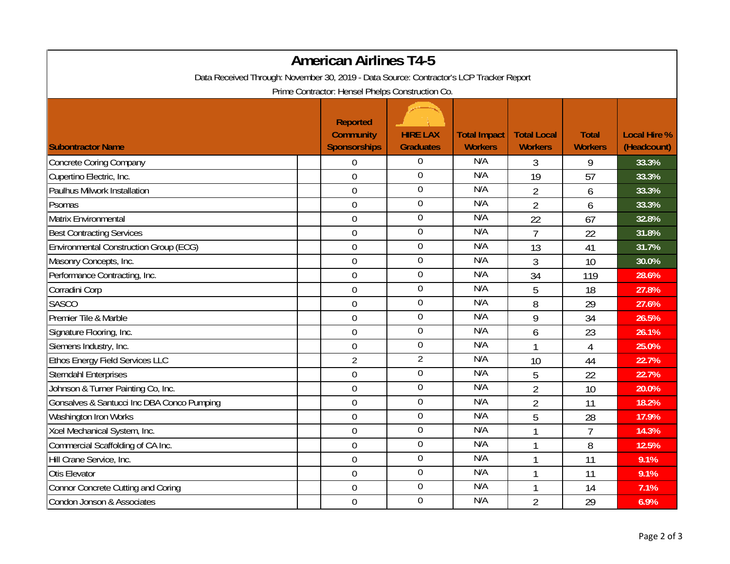# American Airlines T4-5

Data Received Through: November 30, 2019 - Data Source: Contractor's LCP Tracker Report

Prime Contractor: Hensel Phelps Construction Co.

| Subcontractor Name | Reported Community Sponsorships | HIRE LAX Graduates | Total Impact Workers | Total Local Workers | Total Workers | Local Hire % (Headcount) |
|---|---|---|---|---|---|---|
| Concrete Coring Company | 0 | 0 | N/A | 3 | 9 | 33.3% |
| Cupertino Electric, Inc. | 0 | 0 | N/A | 19 | 57 | 33.3% |
| Paulhus Milwork Installation | 0 | 0 | N/A | 2 | 6 | 33.3% |
| Psomas | 0 | 0 | N/A | 2 | 6 | 33.3% |
| Matrix Environmental | 0 | 0 | N/A | 22 | 67 | 32.8% |
| Best Contracting Services | 0 | 0 | N/A | 7 | 22 | 31.8% |
| Environmental Construction Group (ECG) | 0 | 0 | N/A | 13 | 41 | 31.7% |
| Masonry Concepts, Inc. | 0 | 0 | N/A | 3 | 10 | 30.0% |
| Performance Contracting, Inc. | 0 | 0 | N/A | 34 | 119 | 28.6% |
| Corradini Corp | 0 | 0 | N/A | 5 | 18 | 27.8% |
| SASCO | 0 | 0 | N/A | 8 | 29 | 27.6% |
| Premier Tile & Marble | 0 | 0 | N/A | 9 | 34 | 26.5% |
| Signature Flooring, Inc. | 0 | 0 | N/A | 6 | 23 | 26.1% |
| Siemens Industry, Inc. | 0 | 0 | N/A | 1 | 4 | 25.0% |
| Ethos Energy Field Services LLC | 2 | 2 | N/A | 10 | 44 | 22.7% |
| Sterndahl Enterprises | 0 | 0 | N/A | 5 | 22 | 22.7% |
| Johnson & Turner Painting Co, Inc. | 0 | 0 | N/A | 2 | 10 | 20.0% |
| Gonsalves & Santucci Inc DBA Conco Pumping | 0 | 0 | N/A | 2 | 11 | 18.2% |
| Washington Iron Works | 0 | 0 | N/A | 5 | 28 | 17.9% |
| Xcel Mechanical System, Inc. | 0 | 0 | N/A | 1 | 7 | 14.3% |
| Commercial Scaffolding of CA Inc. | 0 | 0 | N/A | 1 | 8 | 12.5% |
| Hill Crane Service, Inc. | 0 | 0 | N/A | 1 | 11 | 9.1% |
| Otis Elevator | 0 | 0 | N/A | 1 | 11 | 9.1% |
| Connor Concrete Cutting and Coring | 0 | 0 | N/A | 1 | 14 | 7.1% |
| Condon Jonson & Associates | 0 | 0 | N/A | 2 | 29 | 6.9% |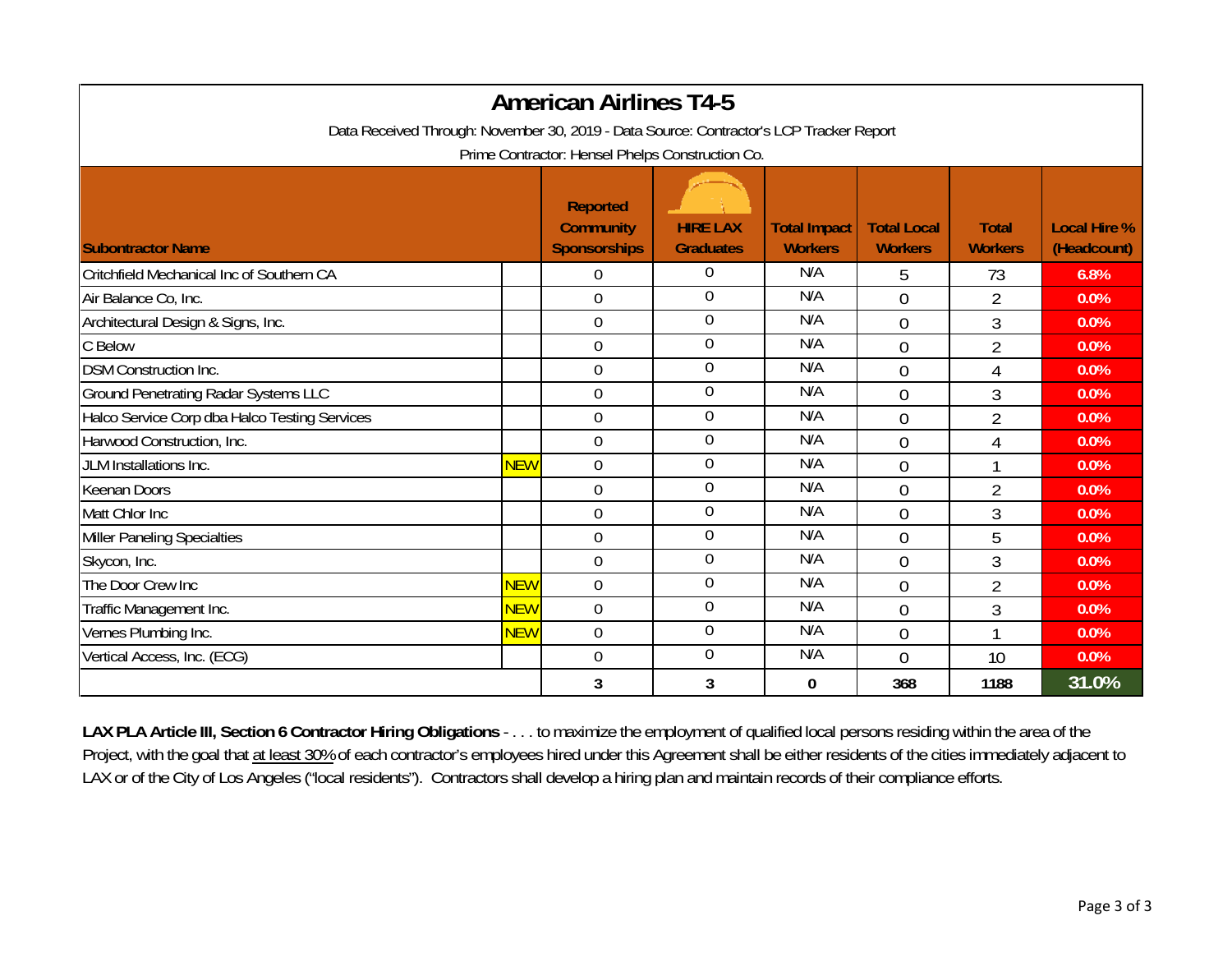# American Airlines T4-5

Data Received Through: November 30, 2019 - Data Source: Contractor's LCP Tracker Report

Prime Contractor: Hensel Phelps Construction Co.

| Subcontractor Name | | Reported Community Sponsorships | HIRE LAX Graduates | Total Impact Workers | Total Local Workers | Total Workers | Local Hire % (Headcount) |
|---|---|---|---|---|---|---|---|
| Critchfield Mechanical Inc of Southern CA | | 0 | 0 | N/A | 5 | 73 | 6.8% |
| Air Balance Co, Inc. | | 0 | 0 | N/A | 0 | 2 | 0.0% |
| Architectural Design & Signs, Inc. | | 0 | 0 | N/A | 0 | 3 | 0.0% |
| C Below | | 0 | 0 | N/A | 0 | 2 | 0.0% |
| DSM Construction Inc. | | 0 | 0 | N/A | 0 | 4 | 0.0% |
| Ground Penetrating Radar Systems LLC | | 0 | 0 | N/A | 0 | 3 | 0.0% |
| Halco Service Corp dba Halco Testing Services | | 0 | 0 | N/A | 0 | 2 | 0.0% |
| Harwood Construction, Inc. | | 0 | 0 | N/A | 0 | 4 | 0.0% |
| JLM Installations Inc. | NEW | 0 | 0 | N/A | 0 | 1 | 0.0% |
| Keenan Doors | | 0 | 0 | N/A | 0 | 2 | 0.0% |
| Matt Chlor Inc | | 0 | 0 | N/A | 0 | 3 | 0.0% |
| Miller Paneling Specialties | | 0 | 0 | N/A | 0 | 5 | 0.0% |
| Skycon, Inc. | | 0 | 0 | N/A | 0 | 3 | 0.0% |
| The Door Crew Inc | NEW | 0 | 0 | N/A | 0 | 2 | 0.0% |
| Traffic Management Inc. | NEW | 0 | 0 | N/A | 0 | 3 | 0.0% |
| Vernes Plumbing Inc. | NEW | 0 | 0 | N/A | 0 | 1 | 0.0% |
| Vertical Access, Inc. (ECG) | | 0 | 0 | N/A | 0 | 10 | 0.0% |
| | | **3** | **3** | **0** | **368** | **1188** | **31.0%** |

**LAX PLA Article III, Section 6 Contractor Hiring Obligations** - . . . to maximize the employment of qualified local persons residing within the area of the Project, with the goal that at least 30% of each contractor's employees hired under this Agreement shall be either residents of the cities immediately adjacent to LAX or of the City of Los Angeles ("local residents"). Contractors shall develop a hiring plan and maintain records of their compliance efforts.